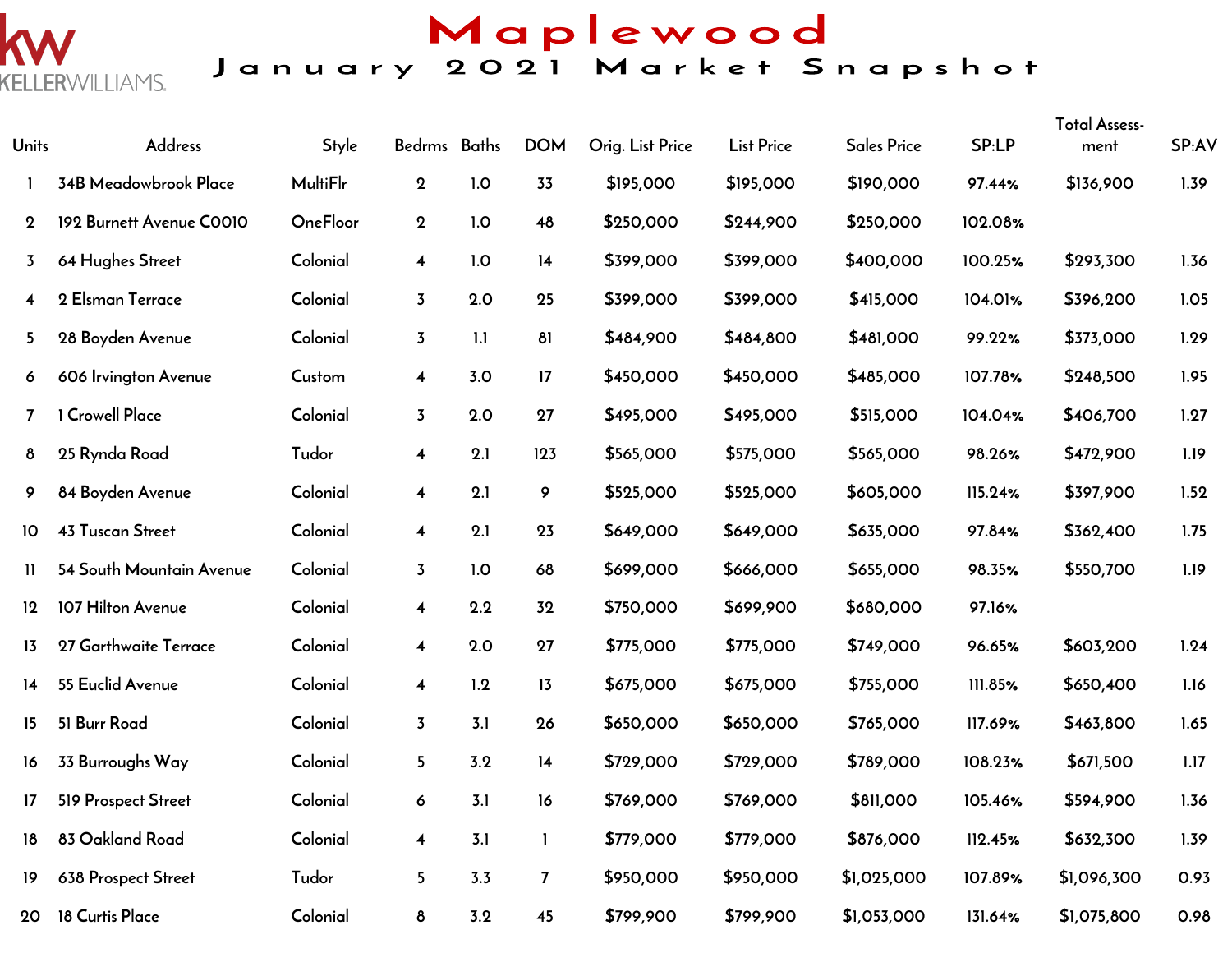kw KELLERWILLIAMS.

# Maplewood

## January 2021 Market Snapshot

| Units | Address | Style | Bedrms | Baths | DOM | Orig. List Price | List Price | Sales Price | SP:LP | Total Assess-ment | SP:AV |
|---|---|---|---|---|---|---|---|---|---|---|---|
| 1 | 34B Meadowbrook Place | MultiFlr | 2 | 1.0 | 33 | $195,000 | $195,000 | $190,000 | 97.44% | $136,900 | 1.39 |
| 2 | 192 Burnett Avenue C0010 | OneFloor | 2 | 1.0 | 48 | $250,000 | $244,900 | $250,000 | 102.08% | | |
| 3 | 64 Hughes Street | Colonial | 4 | 1.0 | 14 | $399,000 | $399,000 | $400,000 | 100.25% | $293,300 | 1.36 |
| 4 | 2 Elsman Terrace | Colonial | 3 | 2.0 | 25 | $399,000 | $399,000 | $415,000 | 104.01% | $396,200 | 1.05 |
| 5 | 28 Boyden Avenue | Colonial | 3 | 1.1 | 81 | $484,900 | $484,800 | $481,000 | 99.22% | $373,000 | 1.29 |
| 6 | 606 Irvington Avenue | Custom | 4 | 3.0 | 17 | $450,000 | $450,000 | $485,000 | 107.78% | $248,500 | 1.95 |
| 7 | 1 Crowell Place | Colonial | 3 | 2.0 | 27 | $495,000 | $495,000 | $515,000 | 104.04% | $406,700 | 1.27 |
| 8 | 25 Rynda Road | Tudor | 4 | 2.1 | 123 | $565,000 | $575,000 | $565,000 | 98.26% | $472,900 | 1.19 |
| 9 | 84 Boyden Avenue | Colonial | 4 | 2.1 | 9 | $525,000 | $525,000 | $605,000 | 115.24% | $397,900 | 1.52 |
| 10 | 43 Tuscan Street | Colonial | 4 | 2.1 | 23 | $649,000 | $649,000 | $635,000 | 97.84% | $362,400 | 1.75 |
| 11 | 54 South Mountain Avenue | Colonial | 3 | 1.0 | 68 | $699,000 | $666,000 | $655,000 | 98.35% | $550,700 | 1.19 |
| 12 | 107 Hilton Avenue | Colonial | 4 | 2.2 | 32 | $750,000 | $699,900 | $680,000 | 97.16% | | |
| 13 | 27 Garthwaite Terrace | Colonial | 4 | 2.0 | 27 | $775,000 | $775,000 | $749,000 | 96.65% | $603,200 | 1.24 |
| 14 | 55 Euclid Avenue | Colonial | 4 | 1.2 | 13 | $675,000 | $675,000 | $755,000 | 111.85% | $650,400 | 1.16 |
| 15 | 51 Burr Road | Colonial | 3 | 3.1 | 26 | $650,000 | $650,000 | $765,000 | 117.69% | $463,800 | 1.65 |
| 16 | 33 Burroughs Way | Colonial | 5 | 3.2 | 14 | $729,000 | $729,000 | $789,000 | 108.23% | $671,500 | 1.17 |
| 17 | 519 Prospect Street | Colonial | 6 | 3.1 | 16 | $769,000 | $769,000 | $811,000 | 105.46% | $594,900 | 1.36 |
| 18 | 83 Oakland Road | Colonial | 4 | 3.1 | 1 | $779,000 | $779,000 | $876,000 | 112.45% | $632,300 | 1.39 |
| 19 | 638 Prospect Street | Tudor | 5 | 3.3 | 7 | $950,000 | $950,000 | $1,025,000 | 107.89% | $1,096,300 | 0.93 |
| 20 | 18 Curtis Place | Colonial | 8 | 3.2 | 45 | $799,900 | $799,900 | $1,053,000 | 131.64% | $1,075,800 | 0.98 |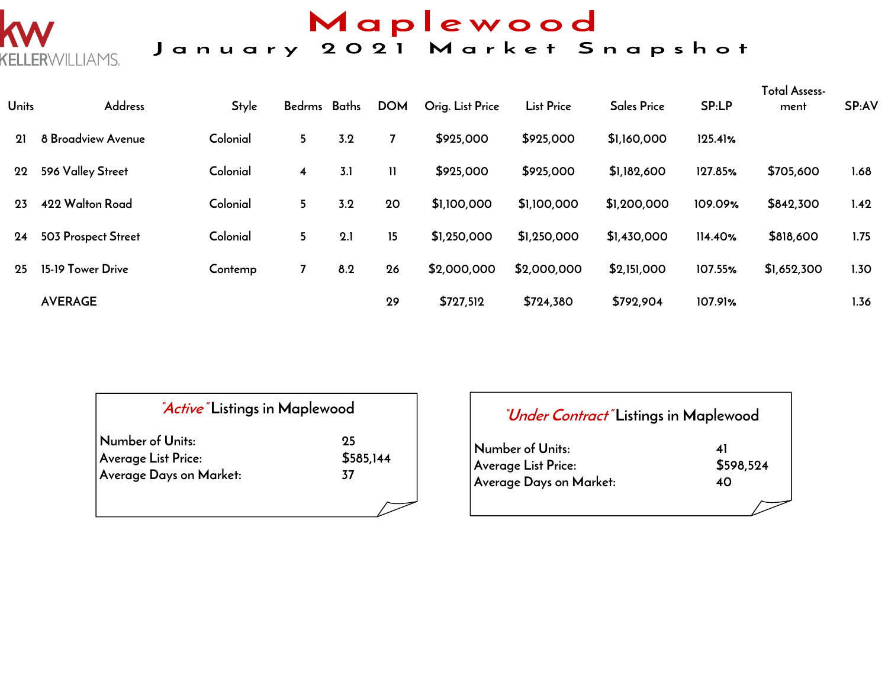# Maplewood

## January 2021 Market Snapshot

| Units | Address | Style | Bedrms | Baths | DOM | Orig. List Price | List Price | Sales Price | SP:LP | Total Assess-ment | SP:AV |
|---|---|---|---|---|---|---|---|---|---|---|---|
| 21 | 8 Broadview Avenue | Colonial | 5 | 3.2 | 7 | $925,000 | $925,000 | $1,160,000 | 125.41% | | |
| 22 | 596 Valley Street | Colonial | 4 | 3.1 | 11 | $925,000 | $925,000 | $1,182,600 | 127.85% | $705,600 | 1.68 |
| 23 | 422 Walton Road | Colonial | 5 | 3.2 | 20 | $1,100,000 | $1,100,000 | $1,200,000 | 109.09% | $842,300 | 1.42 |
| 24 | 503 Prospect Street | Colonial | 5 | 2.1 | 15 | $1,250,000 | $1,250,000 | $1,430,000 | 114.40% | $818,600 | 1.75 |
| 25 | 15-19 Tower Drive | Contemp | 7 | 8.2 | 26 | $2,000,000 | $2,000,000 | $2,151,000 | 107.55% | $1,652,300 | 1.30 |
| | AVERAGE | | | | 29 | $727,512 | $724,380 | $792,904 | 107.91% | | 1.36 |

### *"Active"* Listings in Maplewood

| | |
|---|---|
| Number of Units: | 25 |
| Average List Price: | $585,144 |
| Average Days on Market: | 37 |

### *"Under Contract"* Listings in Maplewood

| | |
|---|---|
| Number of Units: | 41 |
| Average List Price: | $598,524 |
| Average Days on Market: | 40 |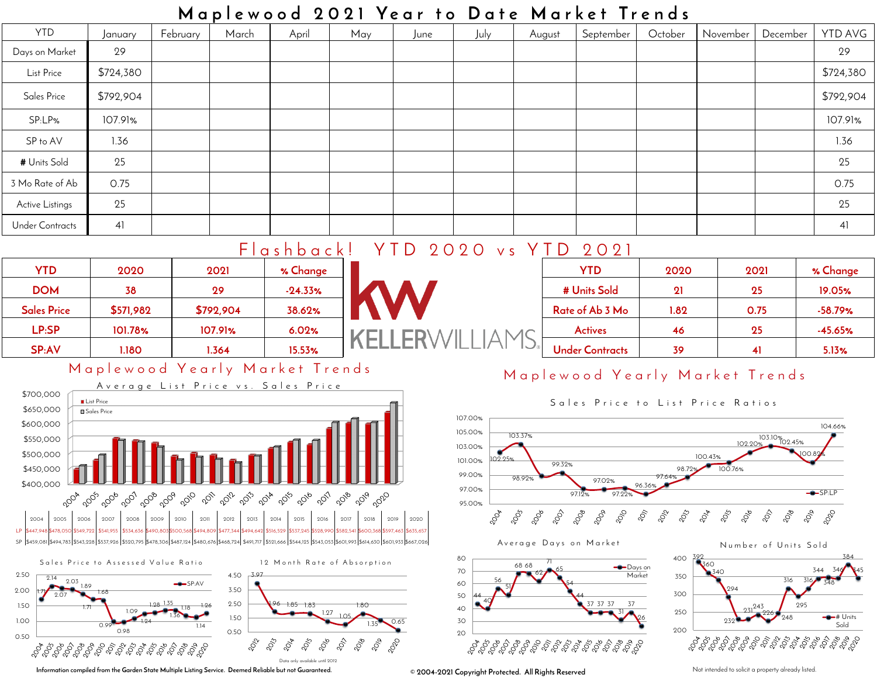# Maplewood 2021 Year to Date Market Trends

| YTD | January | February | March | April | May | June | July | August | September | October | November | December | YTD AVG |
|---|---|---|---|---|---|---|---|---|---|---|---|---|---|
| Days on Market | 29 | | | | | | | | | | | | 29 |
| List Price | $724,380 | | | | | | | | | | | | $724,380 |
| Sales Price | $792,904 | | | | | | | | | | | | $792,904 |
| SP:LP% | 107.91% | | | | | | | | | | | | 107.91% |
| SP to AV | 1.36 | | | | | | | | | | | | 1.36 |
| # Units Sold | 25 | | | | | | | | | | | | 25 |
| 3 Mo Rate of Ab | 0.75 | | | | | | | | | | | | 0.75 |
| Active Listings | 25 | | | | | | | | | | | | 25 |
| Under Contracts | 41 | | | | | | | | | | | | 41 |

## Flashback! YTD 2020 vs YTD 2021

| YTD | 2020 | 2021 | % Change |
|---|---|---|---|
| DOM | 38 | 29 | -24.33% |
| Sales Price | $571,982 | $792,904 | 38.62% |
| LP:SP | 101.78% | 107.91% | 6.02% |
| SP:AV | 1.180 | 1.364 | 15.53% |

KELLERWILLIAMS

| YTD | 2020 | 2021 | % Change |
|---|---|---|---|
| # Units Sold | 21 | 25 | 19.05% |
| Rate of Ab 3 Mo | 1.82 | 0.75 | -58.79% |
| Actives | 46 | 25 | -45.65% |
| Under Contracts | 39 | 41 | 5.13% |

## Maplewood Yearly Market Trends

Average List Price vs. Sales Price

List Price
Sales Price

| | 2004 | 2005 | 2006 | 2007 | 2008 | 2009 | 2010 | 2011 | 2012 | 2013 | 2014 | 2015 | 2016 | 2017 | 2018 | 2019 | 2020 |
|---|---|---|---|---|---|---|---|---|---|---|---|---|---|---|---|---|---|
| LP | $447,948 | $478,050 | $549,722 | $541,955 | $534,636 | $490,803 | $500,568 | $494,809 | $477,344 | $494,642 | $516,529 | $537,245 | $528,990 | $582,541 | $600,368 | $597,463 | $635,657 |
| SP | $459,081 | $494,783 | $543,228 | $537,926 | $520,795 | $478,306 | $487,124 | $480,676 | $468,724 | $491,717 | $521,666 | $544,125 | $543,053 | $601,993 | $614,630 | $601,933 | $667,026 |

## Maplewood Yearly Market Trends

Sales Price to List Price Ratios

SP:LP

102.25%, 103.37%, 98.92%, 99.32%, 97.12%, 97.02%, 97.22%, 96.36%, 97.64%, 98.72%, 100.43%, 100.76%, 102.20%, 103.10%, 102.45%, 100.82%, 104.66%

Sales Price to Assessed Value Ratio

SP:AV

1.71, 2.14, 2.07, 2.03, 1.89, 1.71, 1.68, 0.99, 0.98, 1.09, 1.24, 1.28, 1.35, 1.36, 1.18, 1.14, 1.26

12 Month Rate of Absorption

3.97, 1.96, 1.85, 1.83, 1.27, 1.05, 1.80, 1.35, 0.65

Data only available until 2012

Average Days on Market

Days on Market

44, 40, 56, 51, 68, 68, 62, 71, 65, 54, 44, 37, 37, 37, 31, 37, 26

Number of Units Sold

# Units Sold

392, 360, 340, 294, 232, 231, 243, 226, 248, 316, 295, 316, 344, 348, 346, 384, 345

Information compiled from the Garden State Multiple Listing Service. Deemed Reliable but not Guaranteed.

© 2004-2021 Copyright Protected. All Rights Reserved

Not intended to solicit a property already listed.